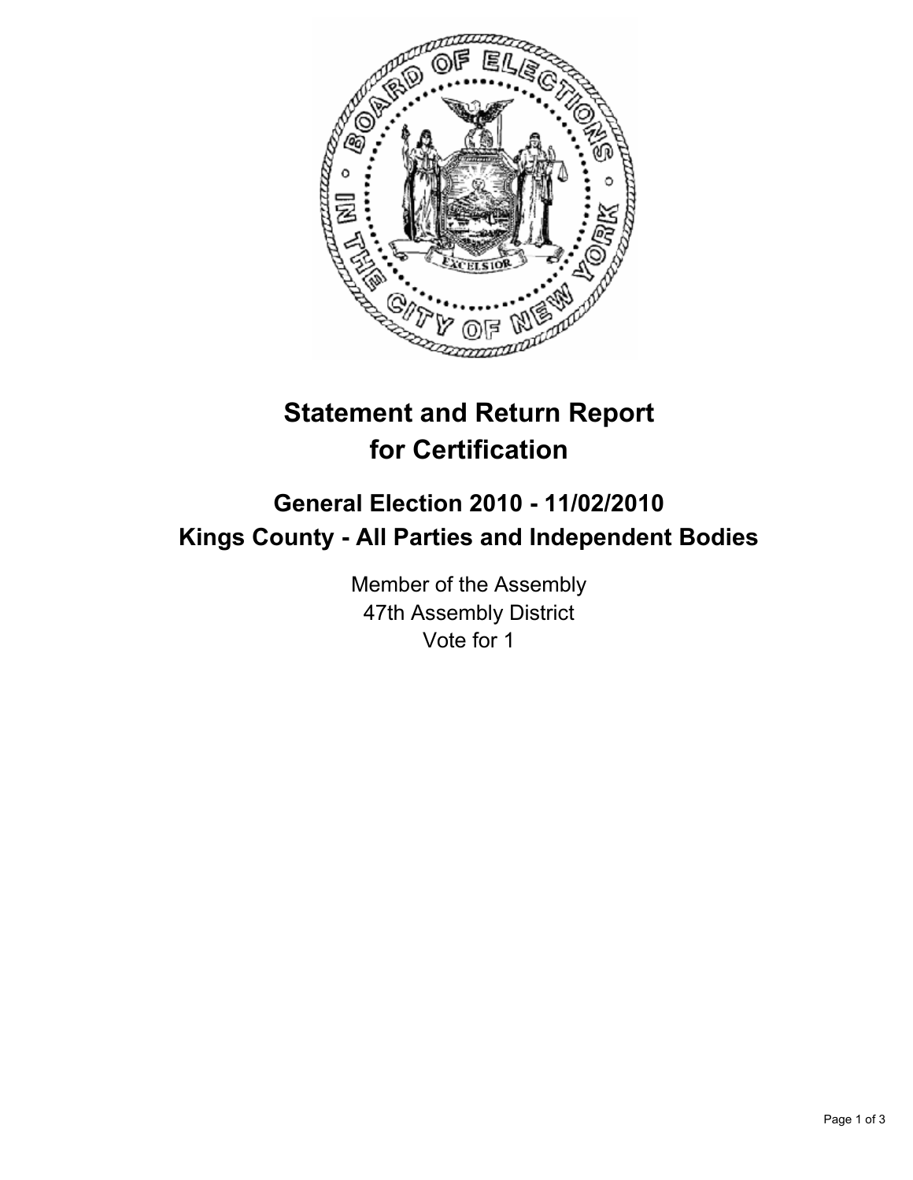# Statement and Return Report for Certification

## General Election 2010 - 11/02/2010
## Kings County - All Parties and Independent Bodies

Member of the Assembly
47th Assembly District
Vote for 1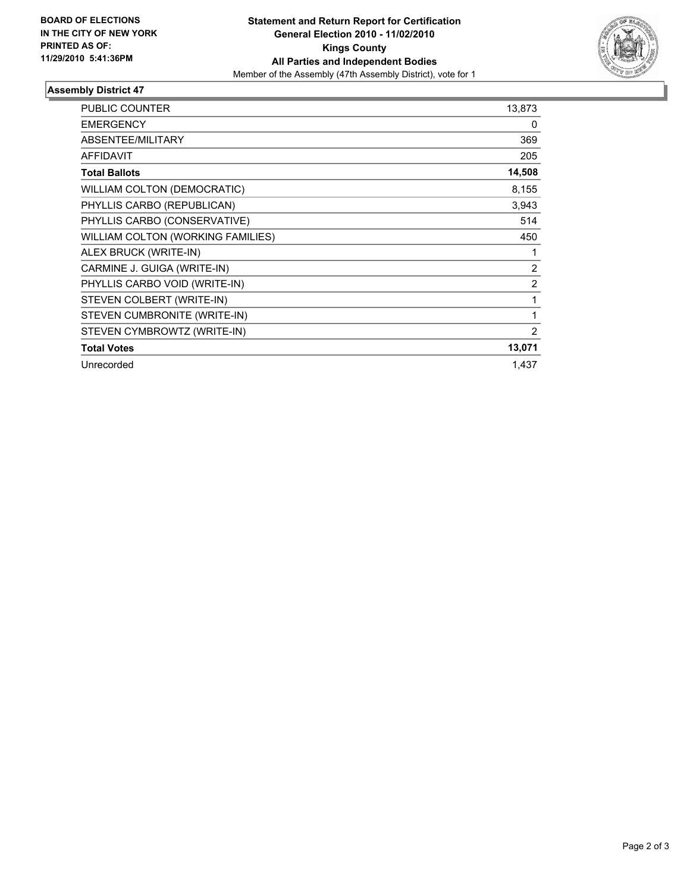**BOARD OF ELECTIONS IN THE CITY OF NEW YORK PRINTED AS OF: 11/29/2010 5:41:36PM**

**Statement and Return Report for Certification**
**General Election 2010 - 11/02/2010**
**Kings County**
**All Parties and Independent Bodies**
Member of the Assembly (47th Assembly District), vote for 1

## Assembly District 47

| | |
|---|---|
| PUBLIC COUNTER | 13,873 |
| EMERGENCY | 0 |
| ABSENTEE/MILITARY | 369 |
| AFFIDAVIT | 205 |
| **Total Ballots** | **14,508** |
| WILLIAM COLTON (DEMOCRATIC) | 8,155 |
| PHYLLIS CARBO (REPUBLICAN) | 3,943 |
| PHYLLIS CARBO (CONSERVATIVE) | 514 |
| WILLIAM COLTON (WORKING FAMILIES) | 450 |
| ALEX BRUCK (WRITE-IN) | 1 |
| CARMINE J. GUIGA (WRITE-IN) | 2 |
| PHYLLIS CARBO VOID (WRITE-IN) | 2 |
| STEVEN COLBERT (WRITE-IN) | 1 |
| STEVEN CUMBRONITE (WRITE-IN) | 1 |
| STEVEN CYMBROWTZ (WRITE-IN) | 2 |
| **Total Votes** | **13,071** |
| Unrecorded | 1,437 |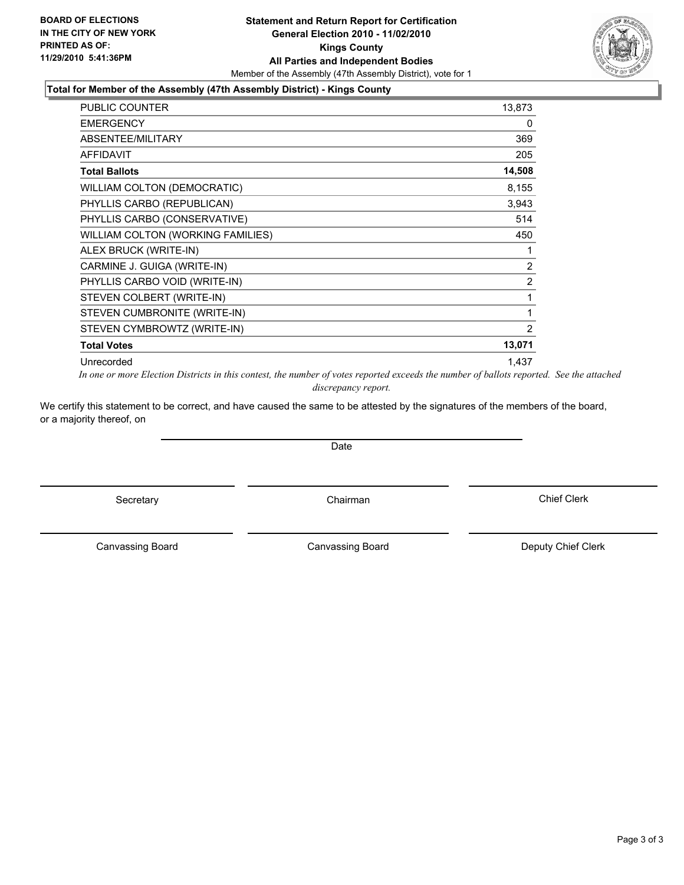**BOARD OF ELECTIONS IN THE CITY OF NEW YORK PRINTED AS OF: 11/29/2010 5:41:36PM**

# Statement and Return Report for Certification General Election 2010 - 11/02/2010 Kings County All Parties and Independent Bodies

Member of the Assembly (47th Assembly District), vote for 1

## Total for Member of the Assembly (47th Assembly District) - Kings County

| | |
|---|---|
| PUBLIC COUNTER | 13,873 |
| EMERGENCY | 0 |
| ABSENTEE/MILITARY | 369 |
| AFFIDAVIT | 205 |
| **Total Ballots** | **14,508** |
| WILLIAM COLTON (DEMOCRATIC) | 8,155 |
| PHYLLIS CARBO (REPUBLICAN) | 3,943 |
| PHYLLIS CARBO (CONSERVATIVE) | 514 |
| WILLIAM COLTON (WORKING FAMILIES) | 450 |
| ALEX BRUCK (WRITE-IN) | 1 |
| CARMINE J. GUIGA (WRITE-IN) | 2 |
| PHYLLIS CARBO VOID (WRITE-IN) | 2 |
| STEVEN COLBERT (WRITE-IN) | 1 |
| STEVEN CUMBRONITE (WRITE-IN) | 1 |
| STEVEN CYMBROWTZ (WRITE-IN) | 2 |
| **Total Votes** | **13,071** |
| Unrecorded | 1,437 |

*In one or more Election Districts in this contest, the number of votes reported exceeds the number of ballots reported. See the attached discrepancy report.*

We certify this statement to be correct, and have caused the same to be attested by the signatures of the members of the board, or a majority thereof, on

Date

Secretary | Chairman | Chief Clerk

Canvassing Board | Canvassing Board | Deputy Chief Clerk